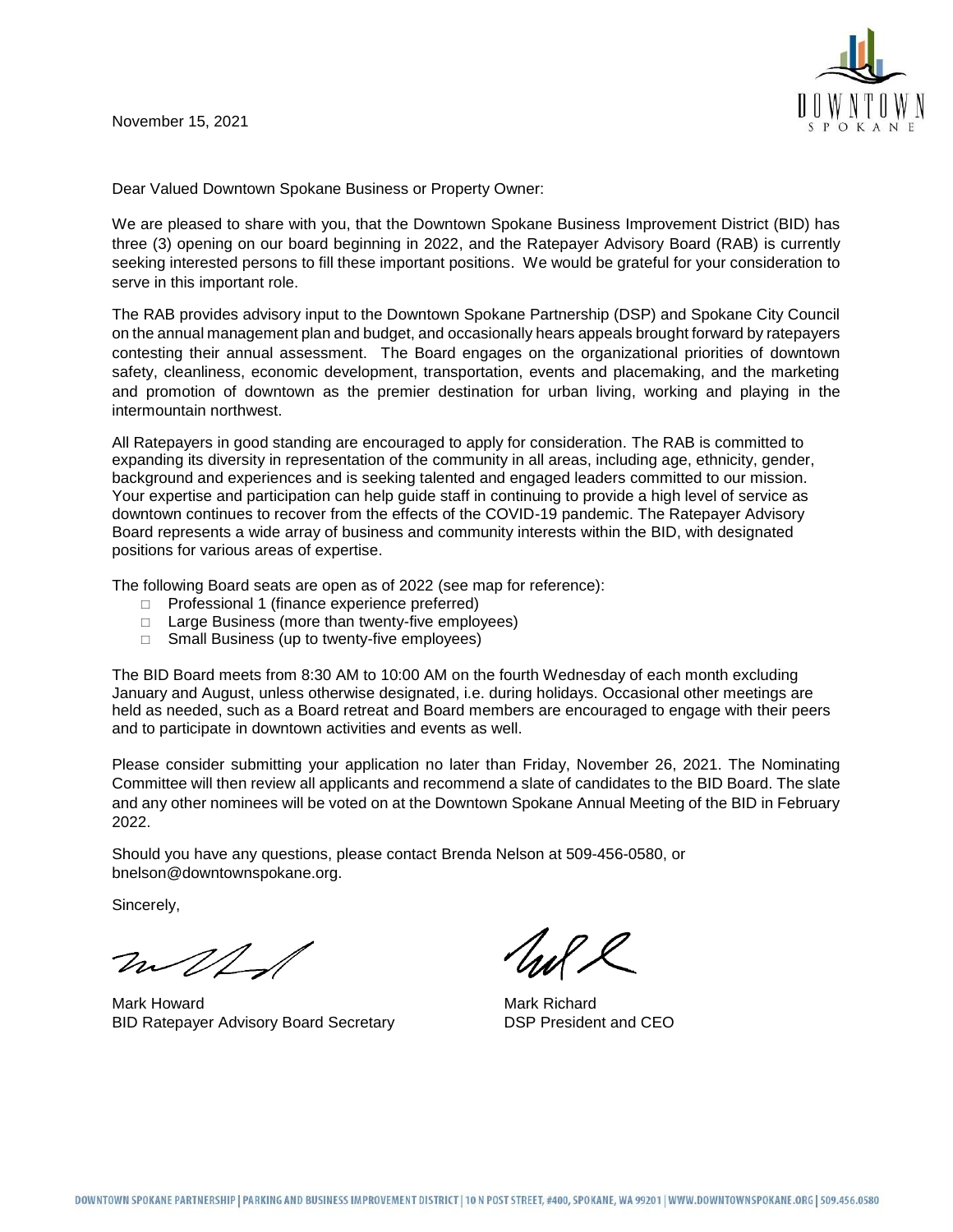November 15, 2021

Dear Valued Downtown Spokane Business or Property Owner:

We are pleased to share with you, that the Downtown Spokane Business Improvement District (BID) has three (3) opening on our board beginning in 2022, and the Ratepayer Advisory Board (RAB) is currently seeking interested persons to fill these important positions. We would be grateful for your consideration to serve in this important role.

The RAB provides advisory input to the Downtown Spokane Partnership (DSP) and Spokane City Council on the annual management plan and budget, and occasionally hears appeals brought forward by ratepayers contesting their annual assessment. The Board engages on the organizational priorities of downtown safety, cleanliness, economic development, transportation, events and placemaking, and the marketing and promotion of downtown as the premier destination for urban living, working and playing in the intermountain northwest.

All Ratepayers in good standing are encouraged to apply for consideration. The RAB is committed to expanding its diversity in representation of the community in all areas, including age, ethnicity, gender, background and experiences and is seeking talented and engaged leaders committed to our mission. Your expertise and participation can help guide staff in continuing to provide a high level of service as downtown continues to recover from the effects of the COVID-19 pandemic. The Ratepayer Advisory Board represents a wide array of business and community interests within the BID, with designated positions for various areas of expertise.

The following Board seats are open as of 2022 (see map for reference):

- □ Professional 1 (finance experience preferred)
- □ Large Business (more than twenty-five employees)
- □ Small Business (up to twenty-five employees)

The BID Board meets from 8:30 AM to 10:00 AM on the fourth Wednesday of each month excluding January and August, unless otherwise designated, i.e. during holidays. Occasional other meetings are held as needed, such as a Board retreat and Board members are encouraged to engage with their peers and to participate in downtown activities and events as well.

Please consider submitting your application no later than Friday, November 26, 2021. The Nominating Committee will then review all applicants and recommend a slate of candidates to the BID Board. The slate and any other nominees will be voted on at the Downtown Spokane Annual Meeting of the BID in February 2022.

Should you have any questions, please contact Brenda Nelson at 509-456-0580, or bnelson@downtownspokane.org.

Sincerely,

Mark Howard
BID Ratepayer Advisory Board Secretary

Mark Richard
DSP President and CEO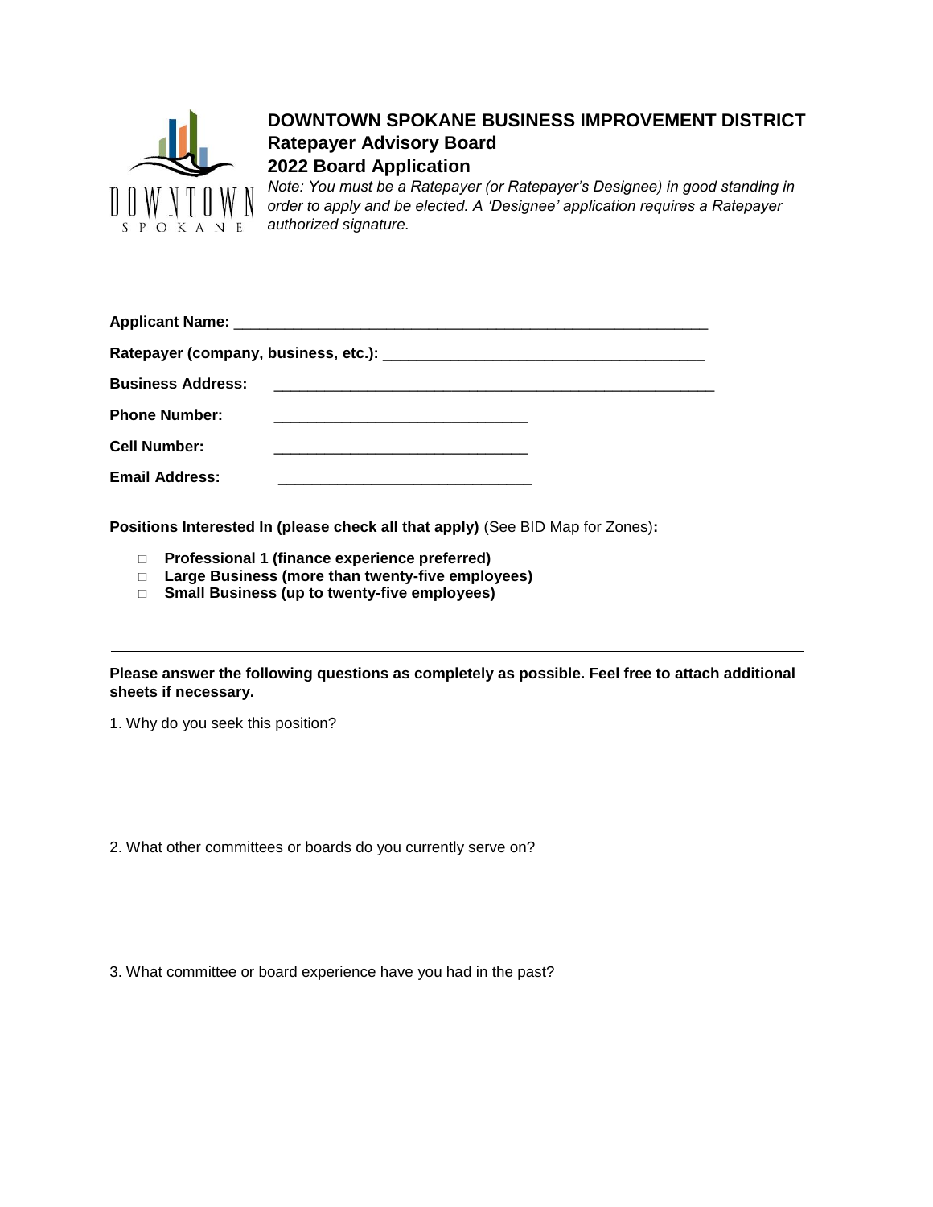# DOWNTOWN SPOKANE BUSINESS IMPROVEMENT DISTRICT

## Ratepayer Advisory Board

## 2022 Board Application

*Note: You must be a Ratepayer (or Ratepayer's Designee) in good standing in order to apply and be elected. A 'Designee' application requires a Ratepayer authorized signature.*

**Applicant Name:** ____________________________________________________________

**Ratepayer (company, business, etc.):** ________________________________________

**Business Address:** ______________________________________________________

**Phone Number:** ______________________________

**Cell Number:** ______________________________

**Email Address:** ______________________________

**Positions Interested In (please check all that apply)** (See BID Map for Zones)**:**

- □ **Professional 1 (finance experience preferred)**
- □ **Large Business (more than twenty-five employees)**
- □ **Small Business (up to twenty-five employees)**

---

**Please answer the following questions as completely as possible. Feel free to attach additional sheets if necessary.**

1. Why do you seek this position?

2. What other committees or boards do you currently serve on?

3. What committee or board experience have you had in the past?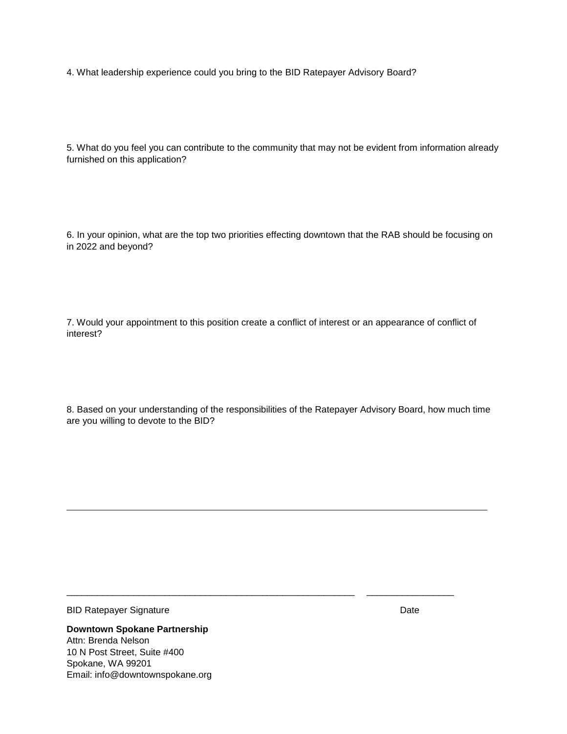4. What leadership experience could you bring to the BID Ratepayer Advisory Board?

5. What do you feel you can contribute to the community that may not be evident from information already furnished on this application?

6. In your opinion, what are the top two priorities effecting downtown that the RAB should be focusing on in 2022 and beyond?

7. Would your appointment to this position create a conflict of interest or an appearance of conflict of interest?

8. Based on your understanding of the responsibilities of the Ratepayer Advisory Board, how much time are you willing to devote to the BID?

______________________________________________________________________________

__________________________________________________________ ________________

BID Ratepayer Signature Date

**Downtown Spokane Partnership**
Attn: Brenda Nelson
10 N Post Street, Suite #400
Spokane, WA 99201
Email: info@downtownspokane.org